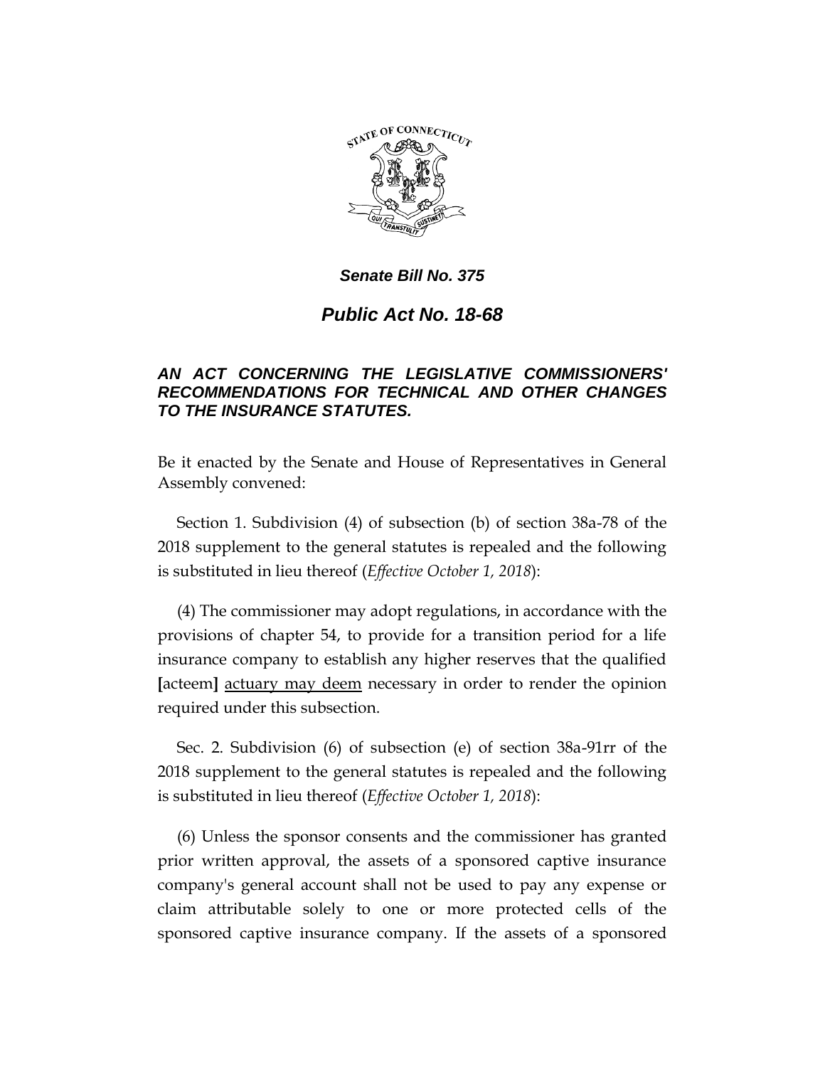***Senate Bill No. 375***

# *Public Act No. 18-68*

### *AN ACT CONCERNING THE LEGISLATIVE COMMISSIONERS' RECOMMENDATIONS FOR TECHNICAL AND OTHER CHANGES TO THE INSURANCE STATUTES.*

Be it enacted by the Senate and House of Representatives in General Assembly convened:

Section 1. Subdivision (4) of subsection (b) of section 38a-78 of the 2018 supplement to the general statutes is repealed and the following is substituted in lieu thereof (*Effective October 1, 2018*):

(4) The commissioner may adopt regulations, in accordance with the provisions of chapter 54, to provide for a transition period for a life insurance company to establish any higher reserves that the qualified **[**acteem**]** <u>actuary may deem</u> necessary in order to render the opinion required under this subsection.

Sec. 2. Subdivision (6) of subsection (e) of section 38a-91rr of the 2018 supplement to the general statutes is repealed and the following is substituted in lieu thereof (*Effective October 1, 2018*):

(6) Unless the sponsor consents and the commissioner has granted prior written approval, the assets of a sponsored captive insurance company's general account shall not be used to pay any expense or claim attributable solely to one or more protected cells of the sponsored captive insurance company. If the assets of a sponsored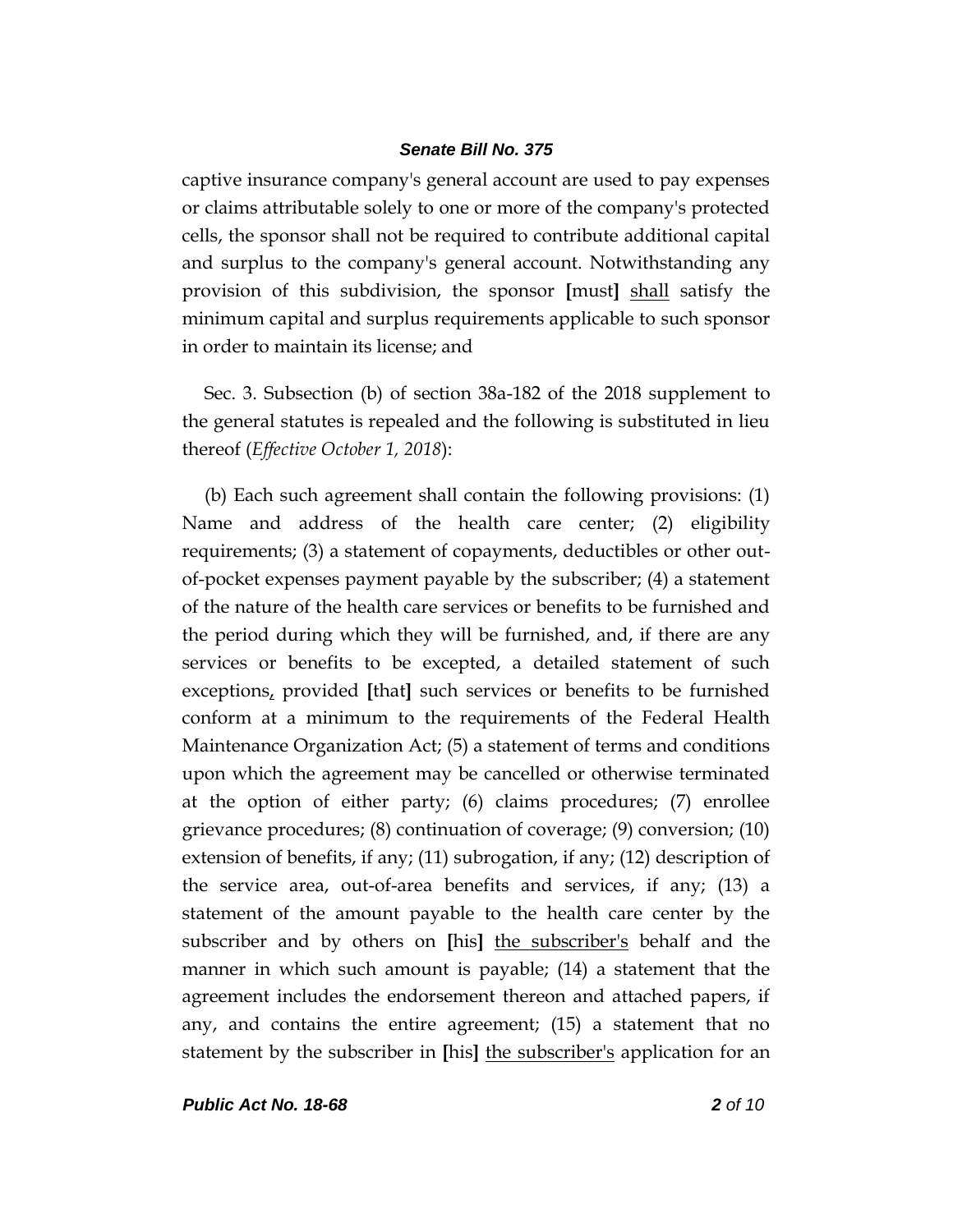captive insurance company's general account are used to pay expenses or claims attributable solely to one or more of the company's protected cells, the sponsor shall not be required to contribute additional capital and surplus to the company's general account. Notwithstanding any provision of this subdivision, the sponsor **[**must**]** <u>shall</u> satisfy the minimum capital and surplus requirements applicable to such sponsor in order to maintain its license; and

Sec. 3. Subsection (b) of section 38a-182 of the 2018 supplement to the general statutes is repealed and the following is substituted in lieu thereof (*Effective October 1, 2018*):

(b) Each such agreement shall contain the following provisions: (1) Name and address of the health care center; (2) eligibility requirements; (3) a statement of copayments, deductibles or other out-of-pocket expenses payment payable by the subscriber; (4) a statement of the nature of the health care services or benefits to be furnished and the period during which they will be furnished, and, if there are any services or benefits to be excepted, a detailed statement of such exceptions<u>,</u> provided **[**that**]** such services or benefits to be furnished conform at a minimum to the requirements of the Federal Health Maintenance Organization Act; (5) a statement of terms and conditions upon which the agreement may be cancelled or otherwise terminated at the option of either party; (6) claims procedures; (7) enrollee grievance procedures; (8) continuation of coverage; (9) conversion; (10) extension of benefits, if any; (11) subrogation, if any; (12) description of the service area, out-of-area benefits and services, if any; (13) a statement of the amount payable to the health care center by the subscriber and by others on **[**his**]** <u>the subscriber's</u> behalf and the manner in which such amount is payable; (14) a statement that the agreement includes the endorsement thereon and attached papers, if any, and contains the entire agreement; (15) a statement that no statement by the subscriber in **[**his**]** <u>the subscriber's</u> application for an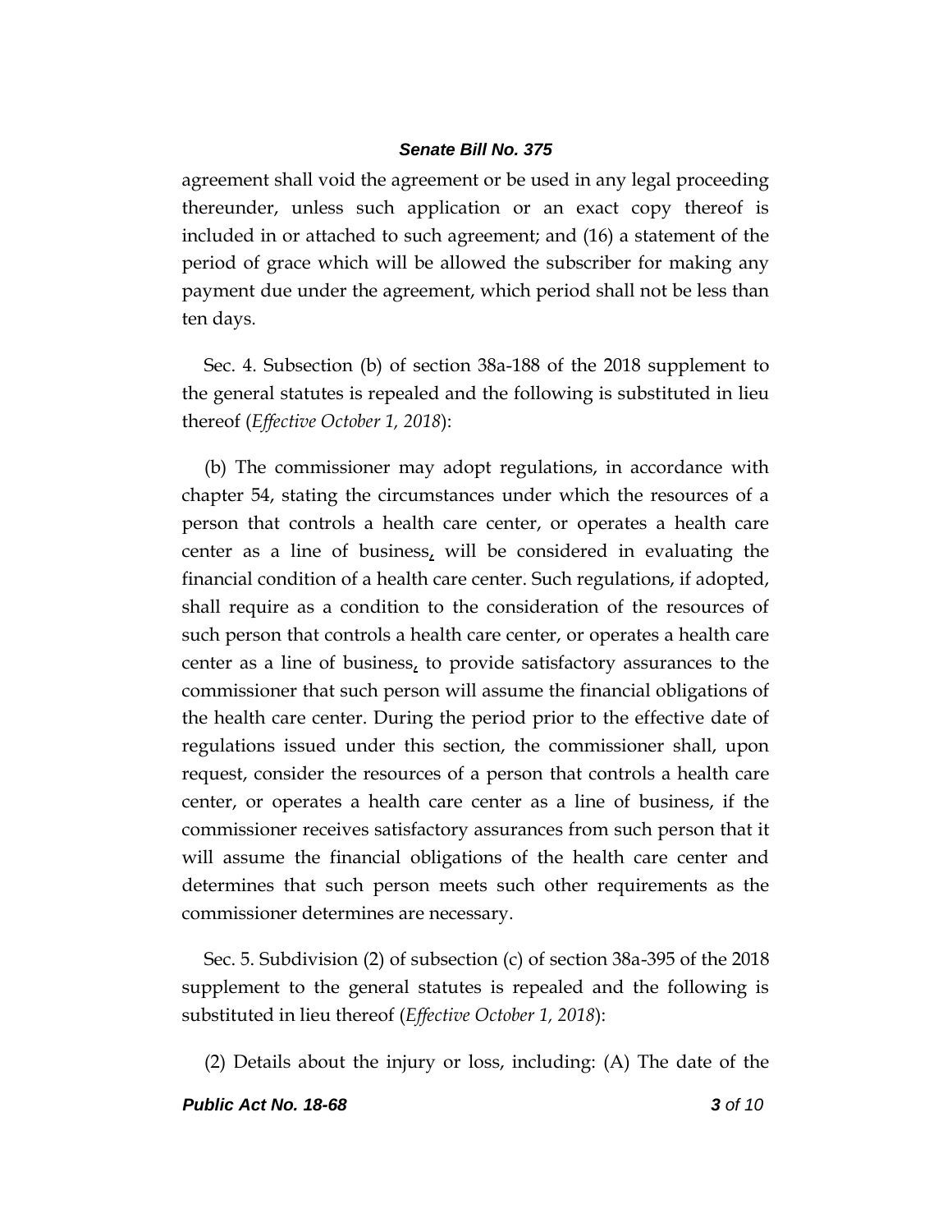agreement shall void the agreement or be used in any legal proceeding thereunder, unless such application or an exact copy thereof is included in or attached to such agreement; and (16) a statement of the period of grace which will be allowed the subscriber for making any payment due under the agreement, which period shall not be less than ten days.

Sec. 4. Subsection (b) of section 38a-188 of the 2018 supplement to the general statutes is repealed and the following is substituted in lieu thereof (*Effective October 1, 2018*):

(b) The commissioner may adopt regulations, in accordance with chapter 54, stating the circumstances under which the resources of a person that controls a health care center, or operates a health care center as a line of business, will be considered in evaluating the financial condition of a health care center. Such regulations, if adopted, shall require as a condition to the consideration of the resources of such person that controls a health care center, or operates a health care center as a line of business, to provide satisfactory assurances to the commissioner that such person will assume the financial obligations of the health care center. During the period prior to the effective date of regulations issued under this section, the commissioner shall, upon request, consider the resources of a person that controls a health care center, or operates a health care center as a line of business, if the commissioner receives satisfactory assurances from such person that it will assume the financial obligations of the health care center and determines that such person meets such other requirements as the commissioner determines are necessary.

Sec. 5. Subdivision (2) of subsection (c) of section 38a-395 of the 2018 supplement to the general statutes is repealed and the following is substituted in lieu thereof (*Effective October 1, 2018*):

(2) Details about the injury or loss, including: (A) The date of the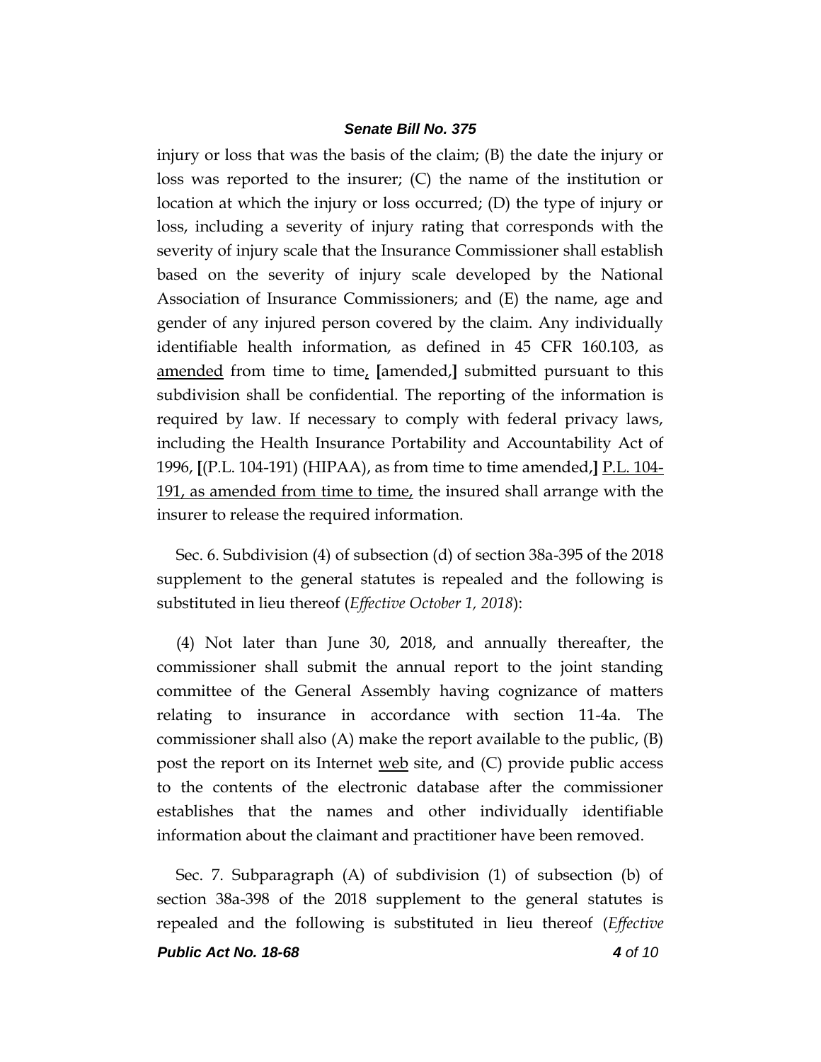injury or loss that was the basis of the claim; (B) the date the injury or loss was reported to the insurer; (C) the name of the institution or location at which the injury or loss occurred; (D) the type of injury or loss, including a severity of injury rating that corresponds with the severity of injury scale that the Insurance Commissioner shall establish based on the severity of injury scale developed by the National Association of Insurance Commissioners; and (E) the name, age and gender of any injured person covered by the claim. Any individually identifiable health information, as defined in 45 CFR 160.103, as <u>amended</u> from time to time<u>,</u> [amended,] submitted pursuant to this subdivision shall be confidential. The reporting of the information is required by law. If necessary to comply with federal privacy laws, including the Health Insurance Portability and Accountability Act of 1996, [(P.L. 104-191) (HIPAA), as from time to time amended,] <u>P.L. 104-191, as amended from time to time,</u> the insured shall arrange with the insurer to release the required information.

Sec. 6. Subdivision (4) of subsection (d) of section 38a-395 of the 2018 supplement to the general statutes is repealed and the following is substituted in lieu thereof (*Effective October 1, 2018*):

(4) Not later than June 30, 2018, and annually thereafter, the commissioner shall submit the annual report to the joint standing committee of the General Assembly having cognizance of matters relating to insurance in accordance with section 11-4a. The commissioner shall also (A) make the report available to the public, (B) post the report on its Internet <u>web</u> site, and (C) provide public access to the contents of the electronic database after the commissioner establishes that the names and other individually identifiable information about the claimant and practitioner have been removed.

Sec. 7. Subparagraph (A) of subdivision (1) of subsection (b) of section 38a-398 of the 2018 supplement to the general statutes is repealed and the following is substituted in lieu thereof (*Effective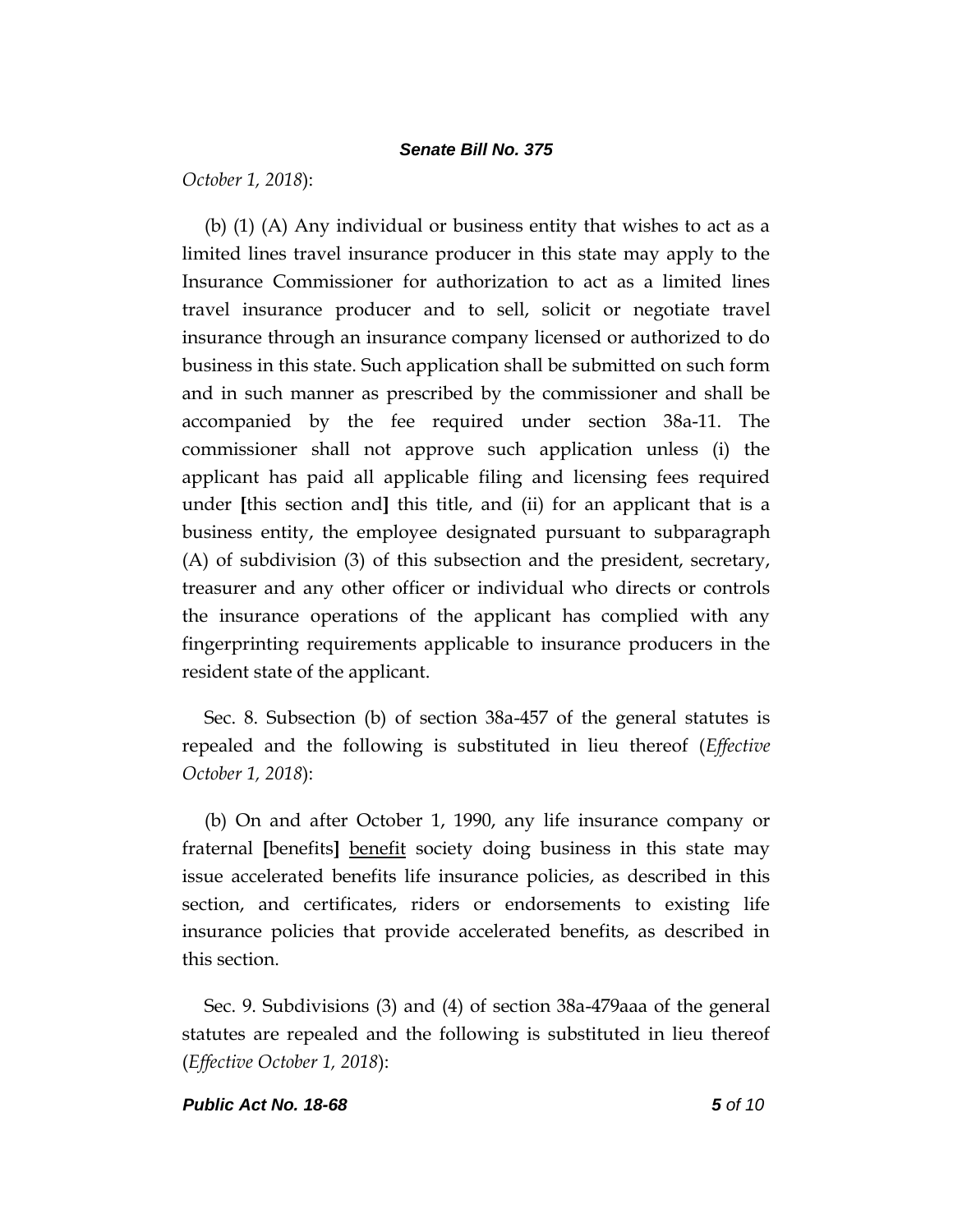*October 1, 2018*):

(b) (1) (A) Any individual or business entity that wishes to act as a limited lines travel insurance producer in this state may apply to the Insurance Commissioner for authorization to act as a limited lines travel insurance producer and to sell, solicit or negotiate travel insurance through an insurance company licensed or authorized to do business in this state. Such application shall be submitted on such form and in such manner as prescribed by the commissioner and shall be accompanied by the fee required under section 38a-11. The commissioner shall not approve such application unless (i) the applicant has paid all applicable filing and licensing fees required under **[**this section and**]** this title, and (ii) for an applicant that is a business entity, the employee designated pursuant to subparagraph (A) of subdivision (3) of this subsection and the president, secretary, treasurer and any other officer or individual who directs or controls the insurance operations of the applicant has complied with any fingerprinting requirements applicable to insurance producers in the resident state of the applicant.

Sec. 8. Subsection (b) of section 38a-457 of the general statutes is repealed and the following is substituted in lieu thereof (*Effective October 1, 2018*):

(b) On and after October 1, 1990, any life insurance company or fraternal **[**benefits**]** <u>benefit</u> society doing business in this state may issue accelerated benefits life insurance policies, as described in this section, and certificates, riders or endorsements to existing life insurance policies that provide accelerated benefits, as described in this section.

Sec. 9. Subdivisions (3) and (4) of section 38a-479aaa of the general statutes are repealed and the following is substituted in lieu thereof (*Effective October 1, 2018*):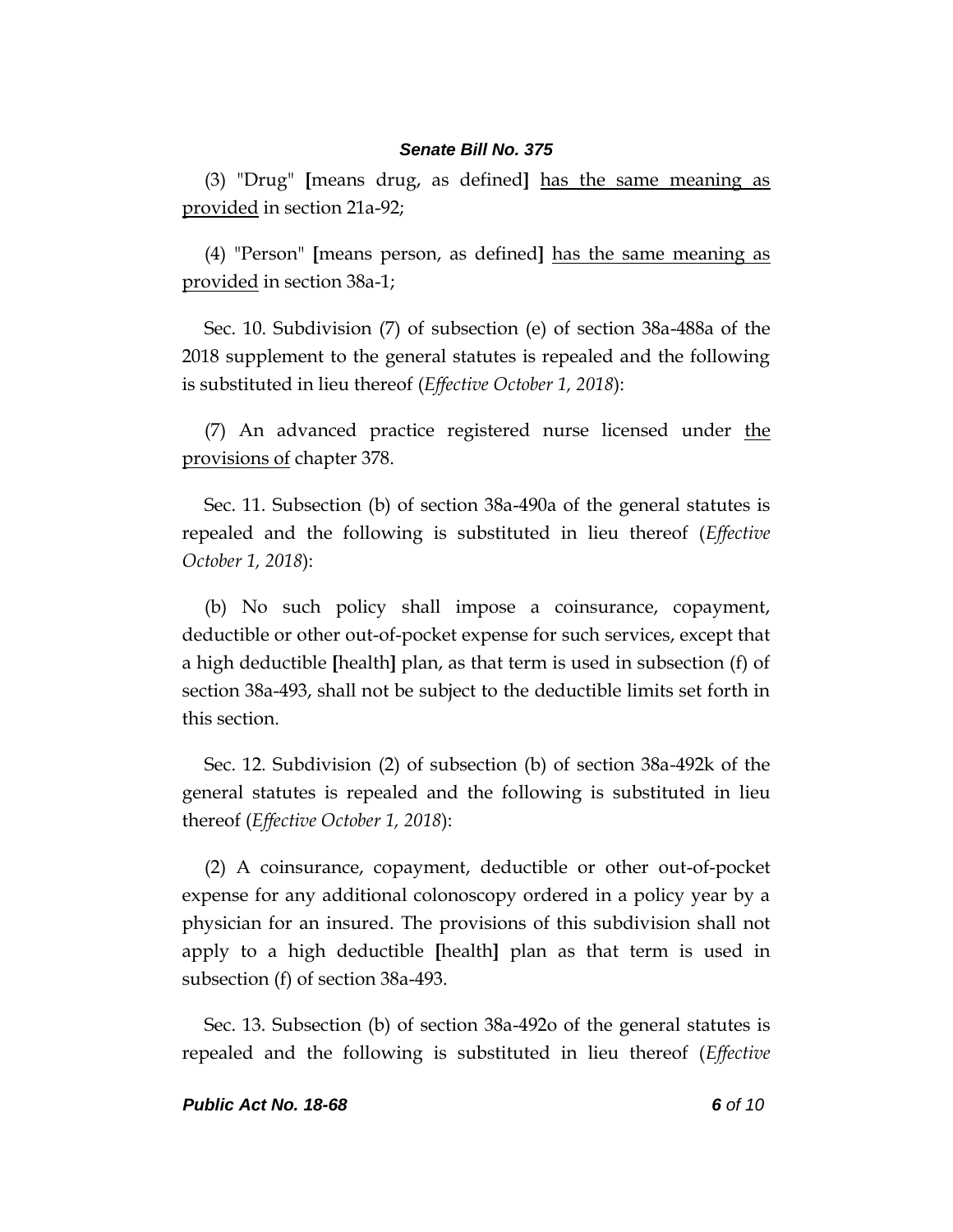(3) "Drug" [means drug, as defined] <u>has the same meaning as provided</u> in section 21a-92;

(4) "Person" [means person, as defined] <u>has the same meaning as provided</u> in section 38a-1;

Sec. 10. Subdivision (7) of subsection (e) of section 38a-488a of the 2018 supplement to the general statutes is repealed and the following is substituted in lieu thereof (*Effective October 1, 2018*):

(7) An advanced practice registered nurse licensed under <u>the provisions of</u> chapter 378.

Sec. 11. Subsection (b) of section 38a-490a of the general statutes is repealed and the following is substituted in lieu thereof (*Effective October 1, 2018*):

(b) No such policy shall impose a coinsurance, copayment, deductible or other out-of-pocket expense for such services, except that a high deductible [health] plan, as that term is used in subsection (f) of section 38a-493, shall not be subject to the deductible limits set forth in this section.

Sec. 12. Subdivision (2) of subsection (b) of section 38a-492k of the general statutes is repealed and the following is substituted in lieu thereof (*Effective October 1, 2018*):

(2) A coinsurance, copayment, deductible or other out-of-pocket expense for any additional colonoscopy ordered in a policy year by a physician for an insured. The provisions of this subdivision shall not apply to a high deductible [health] plan as that term is used in subsection (f) of section 38a-493.

Sec. 13. Subsection (b) of section 38a-492o of the general statutes is repealed and the following is substituted in lieu thereof (*Effective*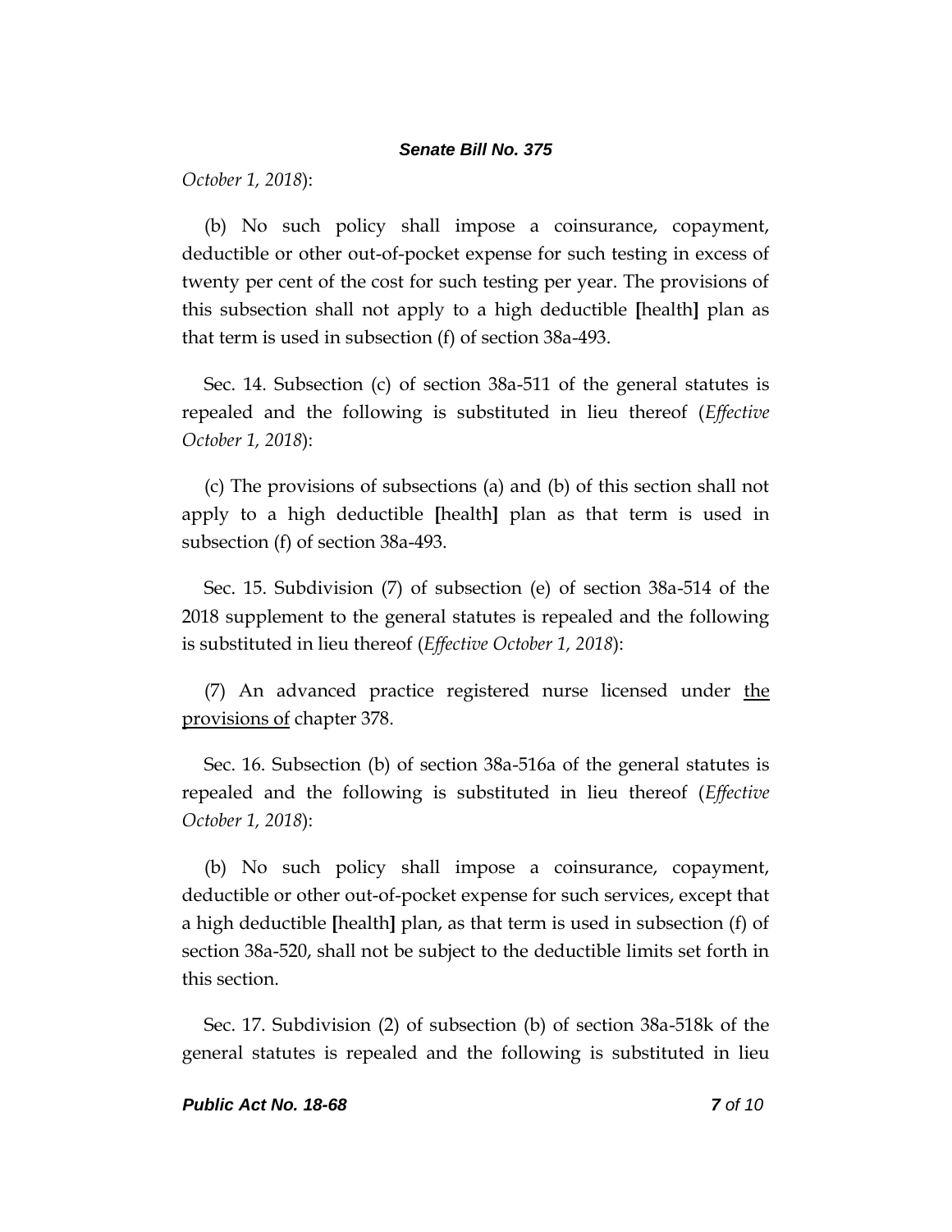*October 1, 2018*):

(b) No such policy shall impose a coinsurance, copayment, deductible or other out-of-pocket expense for such testing in excess of twenty per cent of the cost for such testing per year. The provisions of this subsection shall not apply to a high deductible **[**health**]** plan as that term is used in subsection (f) of section 38a-493.

Sec. 14. Subsection (c) of section 38a-511 of the general statutes is repealed and the following is substituted in lieu thereof (*Effective October 1, 2018*):

(c) The provisions of subsections (a) and (b) of this section shall not apply to a high deductible **[**health**]** plan as that term is used in subsection (f) of section 38a-493.

Sec. 15. Subdivision (7) of subsection (e) of section 38a-514 of the 2018 supplement to the general statutes is repealed and the following is substituted in lieu thereof (*Effective October 1, 2018*):

(7) An advanced practice registered nurse licensed under <u>the provisions of</u> chapter 378.

Sec. 16. Subsection (b) of section 38a-516a of the general statutes is repealed and the following is substituted in lieu thereof (*Effective October 1, 2018*):

(b) No such policy shall impose a coinsurance, copayment, deductible or other out-of-pocket expense for such services, except that a high deductible **[**health**]** plan, as that term is used in subsection (f) of section 38a-520, shall not be subject to the deductible limits set forth in this section.

Sec. 17. Subdivision (2) of subsection (b) of section 38a-518k of the general statutes is repealed and the following is substituted in lieu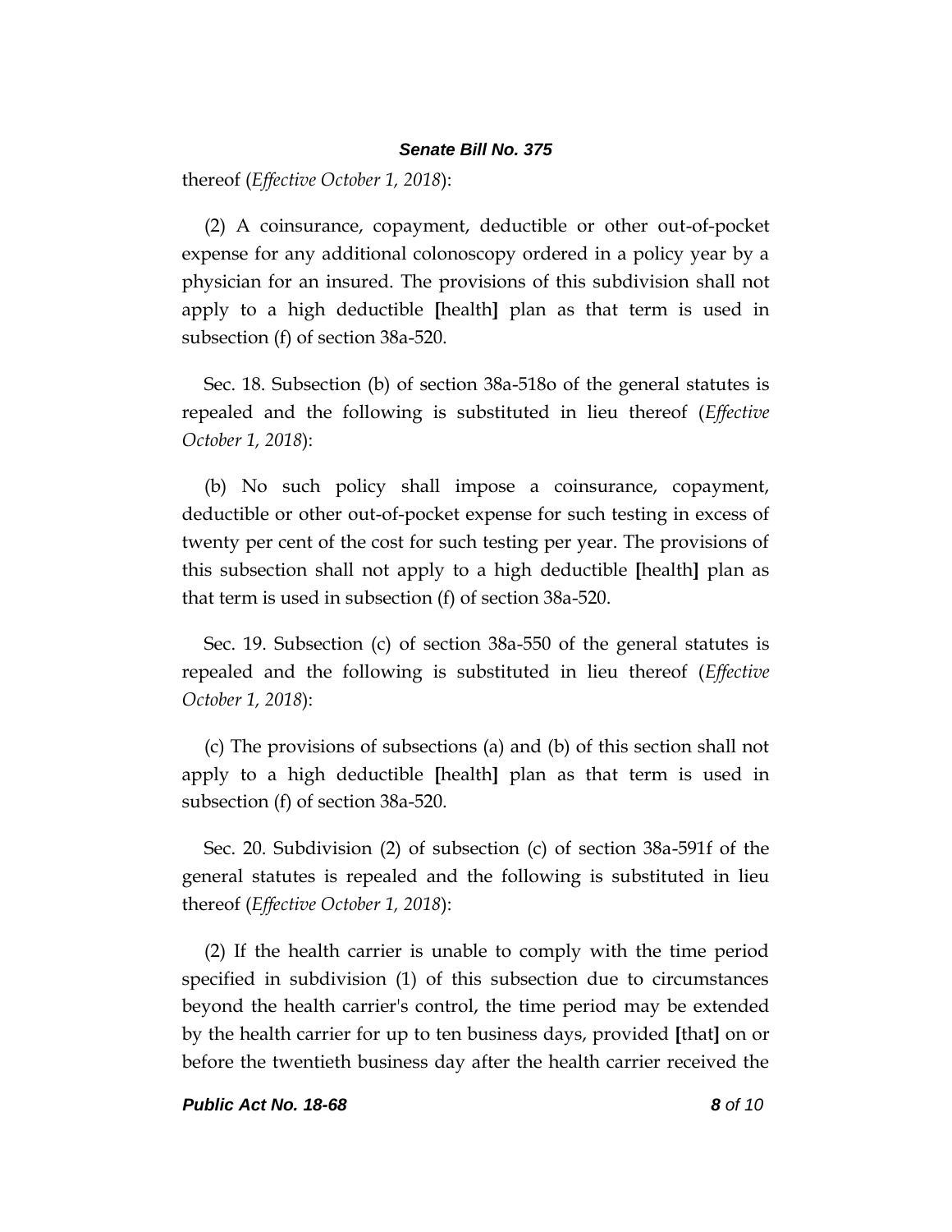thereof (*Effective October 1, 2018*):

(2) A coinsurance, copayment, deductible or other out-of-pocket expense for any additional colonoscopy ordered in a policy year by a physician for an insured. The provisions of this subdivision shall not apply to a high deductible **[**health**]** plan as that term is used in subsection (f) of section 38a-520.

Sec. 18. Subsection (b) of section 38a-518o of the general statutes is repealed and the following is substituted in lieu thereof (*Effective October 1, 2018*):

(b) No such policy shall impose a coinsurance, copayment, deductible or other out-of-pocket expense for such testing in excess of twenty per cent of the cost for such testing per year. The provisions of this subsection shall not apply to a high deductible **[**health**]** plan as that term is used in subsection (f) of section 38a-520.

Sec. 19. Subsection (c) of section 38a-550 of the general statutes is repealed and the following is substituted in lieu thereof (*Effective October 1, 2018*):

(c) The provisions of subsections (a) and (b) of this section shall not apply to a high deductible **[**health**]** plan as that term is used in subsection (f) of section 38a-520.

Sec. 20. Subdivision (2) of subsection (c) of section 38a-591f of the general statutes is repealed and the following is substituted in lieu thereof (*Effective October 1, 2018*):

(2) If the health carrier is unable to comply with the time period specified in subdivision (1) of this subsection due to circumstances beyond the health carrier's control, the time period may be extended by the health carrier for up to ten business days, provided **[**that**]** on or before the twentieth business day after the health carrier received the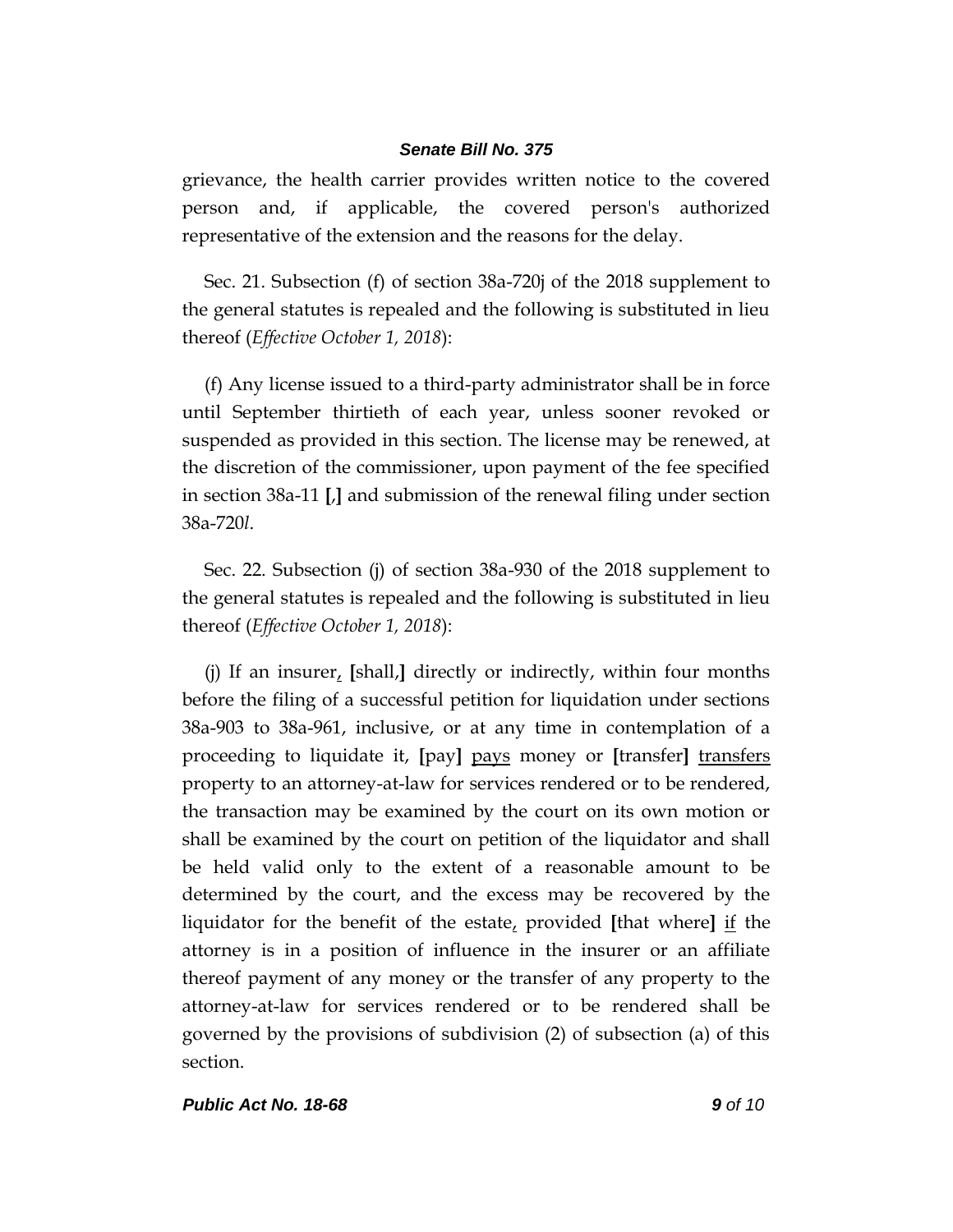grievance, the health carrier provides written notice to the covered person and, if applicable, the covered person's authorized representative of the extension and the reasons for the delay.

Sec. 21. Subsection (f) of section 38a-720j of the 2018 supplement to the general statutes is repealed and the following is substituted in lieu thereof (*Effective October 1, 2018*):

(f) Any license issued to a third-party administrator shall be in force until September thirtieth of each year, unless sooner revoked or suspended as provided in this section. The license may be renewed, at the discretion of the commissioner, upon payment of the fee specified in section 38a-11 **[**,**]** and submission of the renewal filing under section 38a-720*l*.

Sec. 22. Subsection (j) of section 38a-930 of the 2018 supplement to the general statutes is repealed and the following is substituted in lieu thereof (*Effective October 1, 2018*):

(j) If an insurer<u>,</u> **[**shall,**]** directly or indirectly, within four months before the filing of a successful petition for liquidation under sections 38a-903 to 38a-961, inclusive, or at any time in contemplation of a proceeding to liquidate it, **[**pay**]** <u>pays</u> money or **[**transfer**]** <u>transfers</u> property to an attorney-at-law for services rendered or to be rendered, the transaction may be examined by the court on its own motion or shall be examined by the court on petition of the liquidator and shall be held valid only to the extent of a reasonable amount to be determined by the court, and the excess may be recovered by the liquidator for the benefit of the estate<u>,</u> provided **[**that where**]** <u>if</u> the attorney is in a position of influence in the insurer or an affiliate thereof payment of any money or the transfer of any property to the attorney-at-law for services rendered or to be rendered shall be governed by the provisions of subdivision (2) of subsection (a) of this section.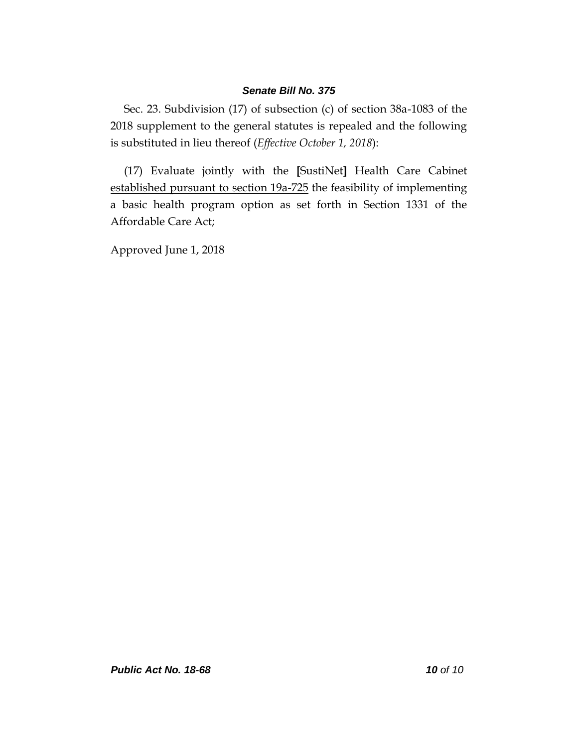Sec. 23. Subdivision (17) of subsection (c) of section 38a-1083 of the 2018 supplement to the general statutes is repealed and the following is substituted in lieu thereof (*Effective October 1, 2018*):

(17) Evaluate jointly with the **[**SustiNet**]** Health Care Cabinet <u>established pursuant to section 19a-725</u> the feasibility of implementing a basic health program option as set forth in Section 1331 of the Affordable Care Act;

Approved June 1, 2018